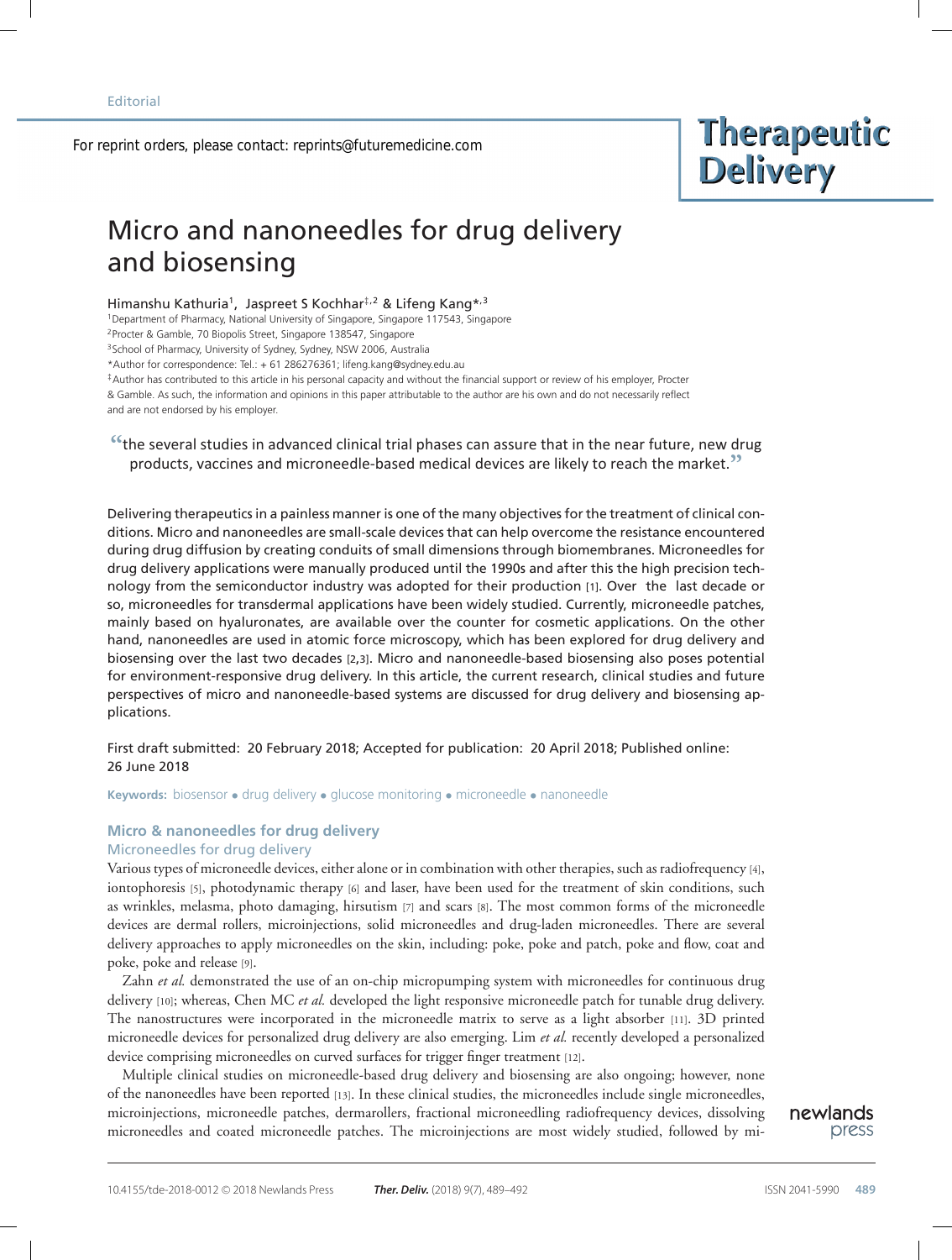Editorial

For reprint orders, please contact: reprints@futuremedicine.com

# Micro and nanoneedles for drug delivery and biosensing

Himanshu Kathuria[1], Jaspreet S Kochhar[‡,2] & Lifeng Kang[*,3]

[1]Department of Pharmacy, National University of Singapore, Singapore 117543, Singapore
[2]Procter & Gamble, 70 Biopolis Street, Singapore 138547, Singapore
[3]School of Pharmacy, University of Sydney, Sydney, NSW 2006, Australia
*Author for correspondence: Tel.: + 61 286276361; lifeng.kang@sydney.edu.au
‡Author has contributed to this article in his personal capacity and without the financial support or review of his employer, Procter & Gamble. As such, the information and opinions in this paper attributable to the author are his own and do not necessarily reflect and are not endorsed by his employer.

"the several studies in advanced clinical trial phases can assure that in the near future, new drug products, vaccines and microneedle-based medical devices are likely to reach the market."

Delivering therapeutics in a painless manner is one of the many objectives for the treatment of clinical conditions. Micro and nanoneedles are small-scale devices that can help overcome the resistance encountered during drug diffusion by creating conduits of small dimensions through biomembranes. Microneedles for drug delivery applications were manually produced until the 1990s and after this the high precision technology from the semiconductor industry was adopted for their production [1]. Over the last decade or so, microneedles for transdermal applications have been widely studied. Currently, microneedle patches, mainly based on hyaluronates, are available over the counter for cosmetic applications. On the other hand, nanoneedles are used in atomic force microscopy, which has been explored for drug delivery and biosensing over the last two decades [2,3]. Micro and nanoneedle-based biosensing also poses potential for environment-responsive drug delivery. In this article, the current research, clinical studies and future perspectives of micro and nanoneedle-based systems are discussed for drug delivery and biosensing applications.

First draft submitted: 20 February 2018; Accepted for publication: 20 April 2018; Published online: 26 June 2018

**Keywords:** biosensor • drug delivery • glucose monitoring • microneedle • nanoneedle

## Micro & nanoneedles for drug delivery

### Microneedles for drug delivery

Various types of microneedle devices, either alone or in combination with other therapies, such as radiofrequency [4], iontophoresis [5], photodynamic therapy [6] and laser, have been used for the treatment of skin conditions, such as wrinkles, melasma, photo damaging, hirsutism [7] and scars [8]. The most common forms of the microneedle devices are dermal rollers, microinjections, solid microneedles and drug-laden microneedles. There are several delivery approaches to apply microneedles on the skin, including: poke, poke and patch, poke and flow, coat and poke, poke and release [9].

Zahn *et al.* demonstrated the use of an on-chip micropumping system with microneedles for continuous drug delivery [10]; whereas, Chen MC *et al.* developed the light responsive microneedle patch for tunable drug delivery. The nanostructures were incorporated in the microneedle matrix to serve as a light absorber [11]. 3D printed microneedle devices for personalized drug delivery are also emerging. Lim *et al.* recently developed a personalized device comprising microneedles on curved surfaces for trigger finger treatment [12].

Multiple clinical studies on microneedle-based drug delivery and biosensing are also ongoing; however, none of the nanoneedles have been reported [13]. In these clinical studies, the microneedles include single microneedles, microinjections, microneedle patches, dermarollers, fractional microneedling radiofrequency devices, dissolving microneedles and coated microneedle patches. The microinjections are most widely studied, followed by mi-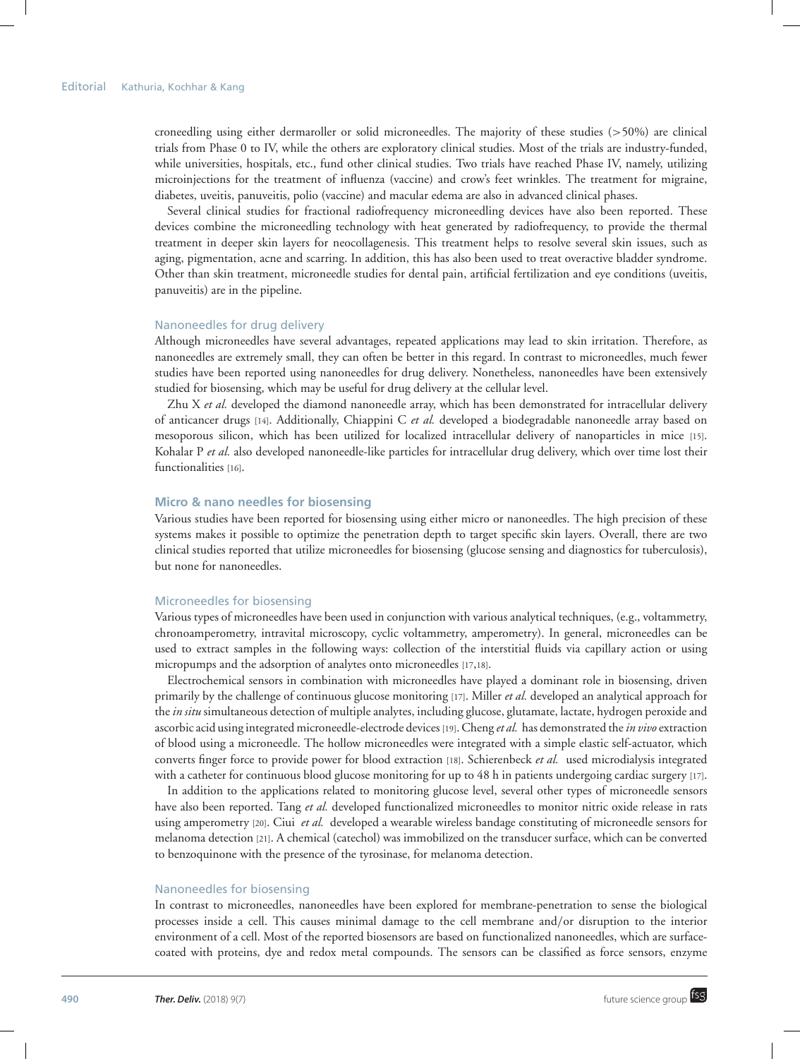croneedling using either dermaroller or solid microneedles. The majority of these studies (>50%) are clinical trials from Phase 0 to IV, while the others are exploratory clinical studies. Most of the trials are industry-funded, while universities, hospitals, etc., fund other clinical studies. Two trials have reached Phase IV, namely, utilizing microinjections for the treatment of influenza (vaccine) and crow's feet wrinkles. The treatment for migraine, diabetes, uveitis, panuveitis, polio (vaccine) and macular edema are also in advanced clinical phases.

Several clinical studies for fractional radiofrequency microneedling devices have also been reported. These devices combine the microneedling technology with heat generated by radiofrequency, to provide the thermal treatment in deeper skin layers for neocollagenesis. This treatment helps to resolve several skin issues, such as aging, pigmentation, acne and scarring. In addition, this has also been used to treat overactive bladder syndrome. Other than skin treatment, microneedle studies for dental pain, artificial fertilization and eye conditions (uveitis, panuveitis) are in the pipeline.

### Nanoneedles for drug delivery

Although microneedles have several advantages, repeated applications may lead to skin irritation. Therefore, as nanoneedles are extremely small, they can often be better in this regard. In contrast to microneedles, much fewer studies have been reported using nanoneedles for drug delivery. Nonetheless, nanoneedles have been extensively studied for biosensing, which may be useful for drug delivery at the cellular level.

Zhu X *et al.* developed the diamond nanoneedle array, which has been demonstrated for intracellular delivery of anticancer drugs [14]. Additionally, Chiappini C *et al.* developed a biodegradable nanoneedle array based on mesoporous silicon, which has been utilized for localized intracellular delivery of nanoparticles in mice [15]. Kohalar P *et al.* also developed nanoneedle-like particles for intracellular drug delivery, which over time lost their functionalities [16].

## Micro & nano needles for biosensing

Various studies have been reported for biosensing using either micro or nanoneedles. The high precision of these systems makes it possible to optimize the penetration depth to target specific skin layers. Overall, there are two clinical studies reported that utilize microneedles for biosensing (glucose sensing and diagnostics for tuberculosis), but none for nanoneedles.

### Microneedles for biosensing

Various types of microneedles have been used in conjunction with various analytical techniques, (e.g., voltammetry, chronoamperometry, intravital microscopy, cyclic voltammetry, amperometry). In general, microneedles can be used to extract samples in the following ways: collection of the interstitial fluids via capillary action or using micropumps and the adsorption of analytes onto microneedles [17,18].

Electrochemical sensors in combination with microneedles have played a dominant role in biosensing, driven primarily by the challenge of continuous glucose monitoring [17]. Miller *et al.* developed an analytical approach for the *in situ* simultaneous detection of multiple analytes, including glucose, glutamate, lactate, hydrogen peroxide and ascorbic acid using integrated microneedle-electrode devices [19]. Cheng *et al.* has demonstrated the *in vivo* extraction of blood using a microneedle. The hollow microneedles were integrated with a simple elastic self-actuator, which converts finger force to provide power for blood extraction [18]. Schierenbeck *et al.* used microdialysis integrated with a catheter for continuous blood glucose monitoring for up to 48 h in patients undergoing cardiac surgery [17].

In addition to the applications related to monitoring glucose level, several other types of microneedle sensors have also been reported. Tang *et al.* developed functionalized microneedles to monitor nitric oxide release in rats using amperometry [20]. Ciui *et al.* developed a wearable wireless bandage constituting of microneedle sensors for melanoma detection [21]. A chemical (catechol) was immobilized on the transducer surface, which can be converted to benzoquinone with the presence of the tyrosinase, for melanoma detection.

### Nanoneedles for biosensing

In contrast to microneedles, nanoneedles have been explored for membrane-penetration to sense the biological processes inside a cell. This causes minimal damage to the cell membrane and/or disruption to the interior environment of a cell. Most of the reported biosensors are based on functionalized nanoneedles, which are surface-coated with proteins, dye and redox metal compounds. The sensors can be classified as force sensors, enzyme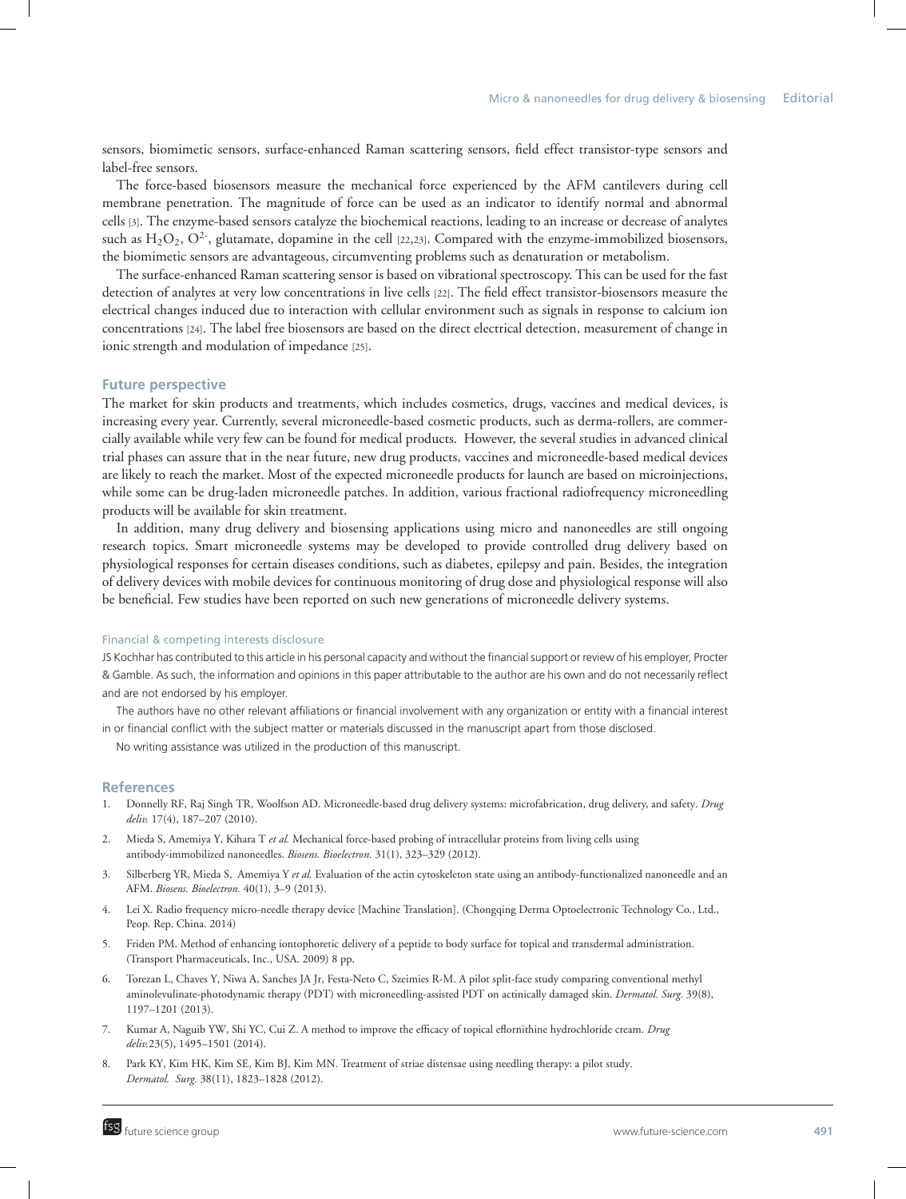sensors, biomimetic sensors, surface-enhanced Raman scattering sensors, field effect transistor-type sensors and label-free sensors.

The force-based biosensors measure the mechanical force experienced by the AFM cantilevers during cell membrane penetration. The magnitude of force can be used as an indicator to identify normal and abnormal cells [3]. The enzyme-based sensors catalyze the biochemical reactions, leading to an increase or decrease of analytes such as $H_2O_2$, $O^{2-}$, glutamate, dopamine in the cell [22,23]. Compared with the enzyme-immobilized biosensors, the biomimetic sensors are advantageous, circumventing problems such as denaturation or metabolism.

The surface-enhanced Raman scattering sensor is based on vibrational spectroscopy. This can be used for the fast detection of analytes at very low concentrations in live cells [22]. The field effect transistor-biosensors measure the electrical changes induced due to interaction with cellular environment such as signals in response to calcium ion concentrations [24]. The label free biosensors are based on the direct electrical detection, measurement of change in ionic strength and modulation of impedance [25].

## Future perspective

The market for skin products and treatments, which includes cosmetics, drugs, vaccines and medical devices, is increasing every year. Currently, several microneedle-based cosmetic products, such as derma-rollers, are commercially available while very few can be found for medical products. However, the several studies in advanced clinical trial phases can assure that in the near future, new drug products, vaccines and microneedle-based medical devices are likely to reach the market. Most of the expected microneedle products for launch are based on microinjections, while some can be drug-laden microneedle patches. In addition, various fractional radiofrequency microneedling products will be available for skin treatment.

In addition, many drug delivery and biosensing applications using micro and nanoneedles are still ongoing research topics. Smart microneedle systems may be developed to provide controlled drug delivery based on physiological responses for certain diseases conditions, such as diabetes, epilepsy and pain. Besides, the integration of delivery devices with mobile devices for continuous monitoring of drug dose and physiological response will also be beneficial. Few studies have been reported on such new generations of microneedle delivery systems.

### Financial & competing interests disclosure

JS Kochhar has contributed to this article in his personal capacity and without the financial support or review of his employer, Procter & Gamble. As such, the information and opinions in this paper attributable to the author are his own and do not necessarily reflect and are not endorsed by his employer.

The authors have no other relevant affiliations or financial involvement with any organization or entity with a financial interest in or financial conflict with the subject matter or materials discussed in the manuscript apart from those disclosed.

No writing assistance was utilized in the production of this manuscript.

## References

1. Donnelly RF, Raj Singh TR, Woolfson AD. Microneedle-based drug delivery systems: microfabrication, drug delivery, and safety. *Drug deliv.* 17(4), 187–207 (2010).
2. Mieda S, Amemiya Y, Kihara T *et al.* Mechanical force-based probing of intracellular proteins from living cells using antibody-immobilized nanoneedles. *Biosens. Bioelectron.* 31(1), 323–329 (2012).
3. Silberberg YR, Mieda S, Amemiya Y *et al.* Evaluation of the actin cytoskeleton state using an antibody-functionalized nanoneedle and an AFM. *Biosens. Bioelectron.* 40(1), 3–9 (2013).
4. Lei X. Radio frequency micro-needle therapy device [Machine Translation]. (Chongqing Derma Optoelectronic Technology Co., Ltd., Peop. Rep. China. 2014)
5. Friden PM. Method of enhancing iontophoretic delivery of a peptide to body surface for topical and transdermal administration. (Transport Pharmaceuticals, Inc., USA. 2009) 8 pp.
6. Torezan L, Chaves Y, Niwa A, Sanches JA Jr, Festa-Neto C, Szeimies R-M. A pilot split-face study comparing conventional methyl aminolevulinate-photodynamic therapy (PDT) with microneedling-assisted PDT on actinically damaged skin. *Dermatol. Surg.* 39(8), 1197–1201 (2013).
7. Kumar A, Naguib YW, Shi YC, Cui Z. A method to improve the efficacy of topical eflornithine hydrochloride cream. *Drug deliv.*23(5), 1495–1501 (2014).
8. Park KY, Kim HK, Kim SE, Kim BJ, Kim MN. Treatment of striae distensae using needling therapy: a pilot study. *Dermatol. Surg.* 38(11), 1823–1828 (2012).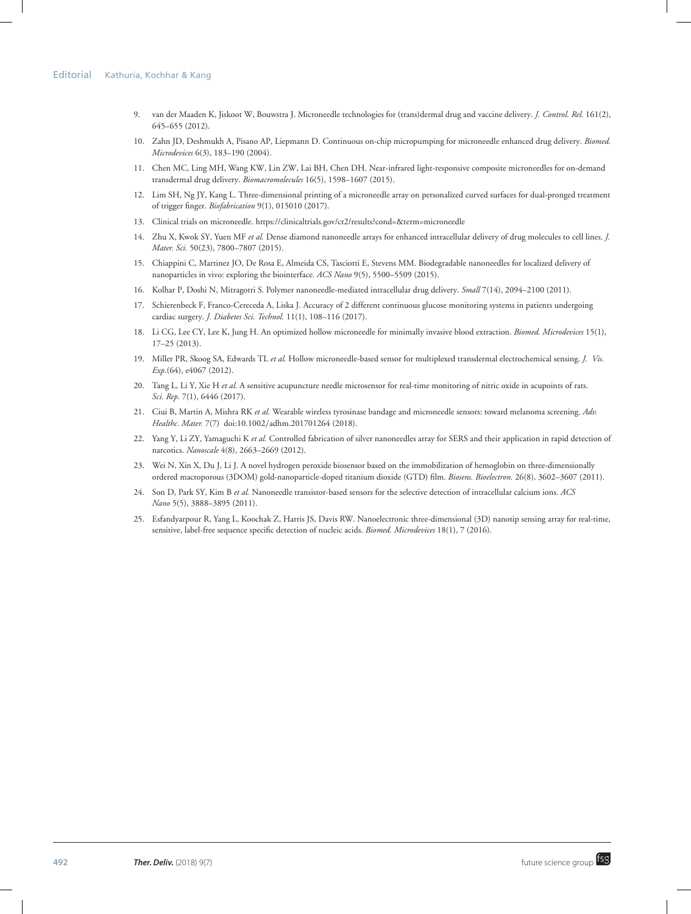9. van der Maaden K, Jiskoot W, Bouwstra J. Microneedle technologies for (trans)dermal drug and vaccine delivery. *J. Control. Rel.* 161(2), 645–655 (2012).
10. Zahn JD, Deshmukh A, Pisano AP, Liepmann D. Continuous on-chip micropumping for microneedle enhanced drug delivery. *Biomed. Microdevices* 6(3), 183–190 (2004).
11. Chen MC, Ling MH, Wang KW, Lin ZW, Lai BH, Chen DH. Near-infrared light-responsive composite microneedles for on-demand transdermal drug delivery. *Biomacromolecules* 16(5), 1598–1607 (2015).
12. Lim SH, Ng JY, Kang L. Three-dimensional printing of a microneedle array on personalized curved surfaces for dual-pronged treatment of trigger finger. *Biofabrication* 9(1), 015010 (2017).
13. Clinical trials on microneedle. https://clinicaltrials.gov/ct2/results?cond=&term=microneedle
14. Zhu X, Kwok SY, Yuen MF *et al.* Dense diamond nanoneedle arrays for enhanced intracellular delivery of drug molecules to cell lines. *J. Mater. Sci.* 50(23), 7800–7807 (2015).
15. Chiappini C, Martinez JO, De Rosa E, Almeida CS, Tasciotti E, Stevens MM. Biodegradable nanoneedles for localized delivery of nanoparticles in vivo: exploring the biointerface. *ACS Nano* 9(5), 5500–5509 (2015).
16. Kolhar P, Doshi N, Mitragotri S. Polymer nanoneedle-mediated intracellular drug delivery. *Small* 7(14), 2094–2100 (2011).
17. Schierenbeck F, Franco-Cereceda A, Liska J. Accuracy of 2 different continuous glucose monitoring systems in patients undergoing cardiac surgery. *J. Diabetes Sci. Technol.* 11(1), 108–116 (2017).
18. Li CG, Lee CY, Lee K, Jung H. An optimized hollow microneedle for minimally invasive blood extraction. *Biomed. Microdevices* 15(1), 17–25 (2013).
19. Miller PR, Skoog SA, Edwards TL *et al.* Hollow microneedle-based sensor for multiplexed transdermal electrochemical sensing. *J. Vis. Exp.*(64), e4067 (2012).
20. Tang L, Li Y, Xie H *et al.* A sensitive acupuncture needle microsensor for real-time monitoring of nitric oxide in acupoints of rats. *Sci. Rep.* 7(1), 6446 (2017).
21. Ciui B, Martin A, Mishra RK *et al.* Wearable wireless tyrosinase bandage and microneedle sensors: toward melanoma screening. *Adv. Healthc. Mater.* 7(7) doi:10.1002/adhm.201701264 (2018).
22. Yang Y, Li ZY, Yamaguchi K *et al.* Controlled fabrication of silver nanoneedles array for SERS and their application in rapid detection of narcotics. *Nanoscale* 4(8), 2663–2669 (2012).
23. Wei N, Xin X, Du J, Li J. A novel hydrogen peroxide biosensor based on the immobilization of hemoglobin on three-dimensionally ordered macroporous (3DOM) gold-nanoparticle-doped titanium dioxide (GTD) film. *Biosens. Bioelectron.* 26(8), 3602–3607 (2011).
24. Son D, Park SY, Kim B *et al.* Nanoneedle transistor-based sensors for the selective detection of intracellular calcium ions. *ACS Nano* 5(5), 3888–3895 (2011).
25. Esfandyarpour R, Yang L, Koochak Z, Harris JS, Davis RW. Nanoelectronic three-dimensional (3D) nanotip sensing array for real-time, sensitive, label-free sequence specific detection of nucleic acids. *Biomed. Microdevices* 18(1), 7 (2016).